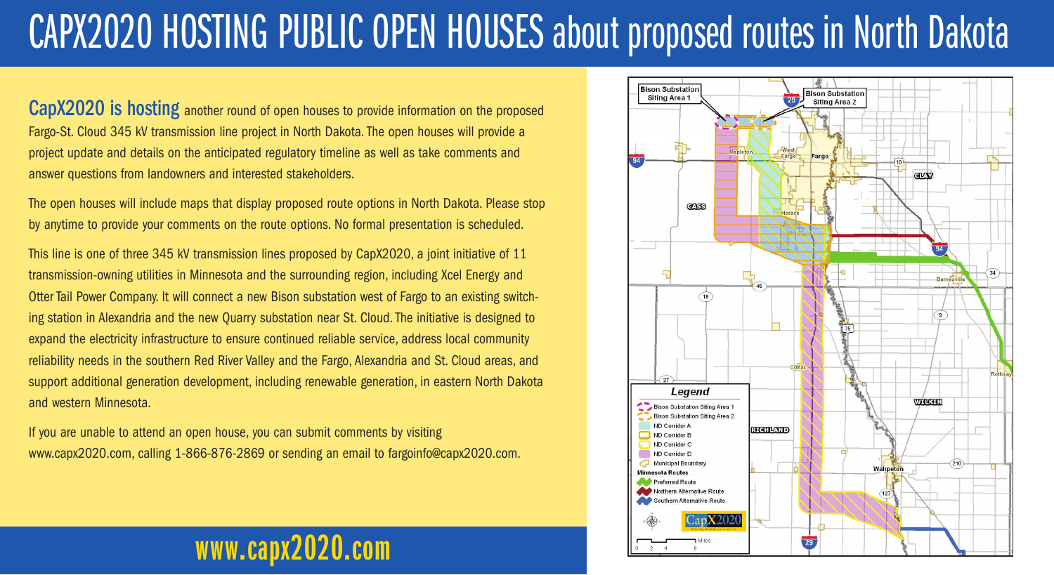# CAPX2020 HOSTING PUBLIC OPEN HOUSES about proposed routes in North Dakota

**CapX2020 is hosting** another round of open houses to provide information on the proposed Fargo-St. Cloud 345 kV transmission line project in North Dakota. The open houses will provide a project update and details on the anticipated regulatory timeline as well as take comments and answer questions from landowners and interested stakeholders.

The open houses will include maps that display proposed route options in North Dakota. Please stop by anytime to provide your comments on the route options. No formal presentation is scheduled.

This line is one of three 345 kV transmission lines proposed by CapX2020, a joint initiative of 11 transmission-owning utilities in Minnesota and the surrounding region, including Xcel Energy and Otter Tail Power Company. It will connect a new Bison substation west of Fargo to an existing switching station in Alexandria and the new Quarry substation near St. Cloud. The initiative is designed to expand the electricity infrastructure to ensure continued reliable service, address local community reliability needs in the southern Red River Valley and the Fargo, Alexandria and St. Cloud areas, and support additional generation development, including renewable generation, in eastern North Dakota and western Minnesota.

If you are unable to attend an open house, you can submit comments by visiting www.capx2020.com, calling 1-866-876-2869 or sending an email to fargoinfo@capx2020.com.

**www.capx2020.com**

Bison Substation Siting Area 1

Bison Substation Siting Area 2

Mapleton · West Fargo · Fargo · Horace · Colfax · Barnesville · Rothsay · Wahpeton

CASS · CLAY · RICHLAND · WILKIN

**Legend**

- Bison Substation Siting Area 1
- Bison Substation Siting Area 2
- ND Corridor A
- ND Corridor B
- ND Corridor C
- ND Corridor D
- Municipal Boundary

**Minnesota Routes**

- Preferred Route
- Northern Alternative Route
- Southern Alternative Route

CapX2020

0 2 4 8 Miles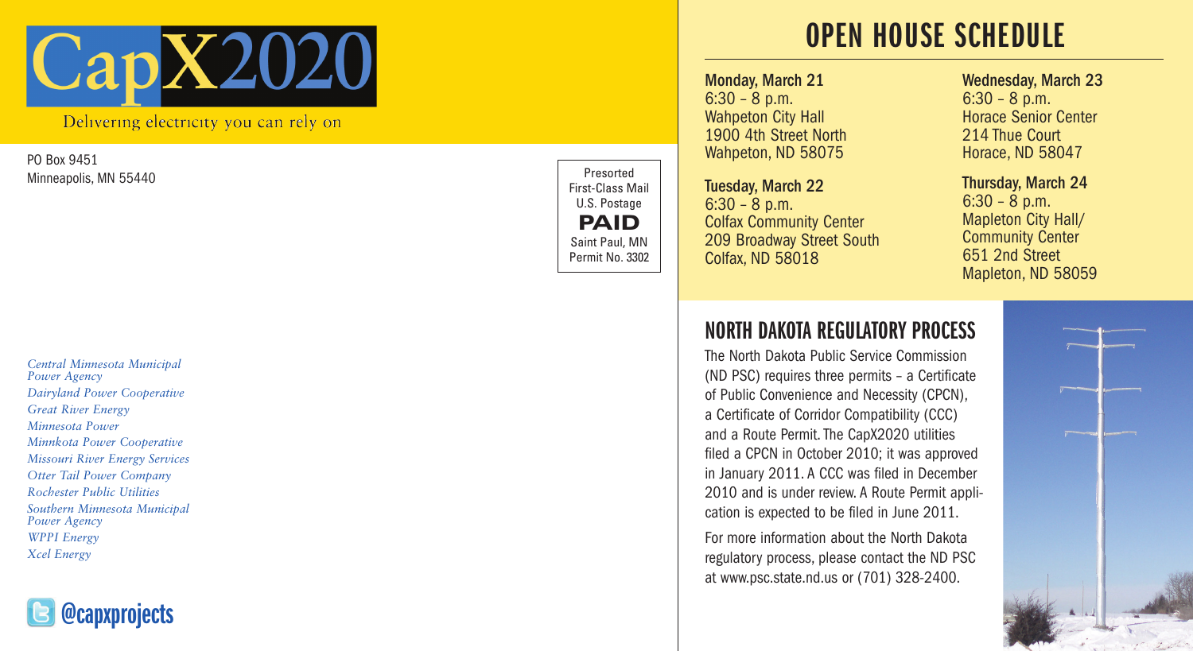# CapX2020

Delivering electricity you can rely on

PO Box 9451
Minneapolis, MN 55440

Presorted
First-Class Mail
U.S. Postage
**PAID**
Saint Paul, MN
Permit No. 3302

*Central Minnesota Municipal Power Agency*
*Dairyland Power Cooperative*
*Great River Energy*
*Minnesota Power*
*Minnkota Power Cooperative*
*Missouri River Energy Services*
*Otter Tail Power Company*
*Rochester Public Utilities*
*Southern Minnesota Municipal Power Agency*
*WPPI Energy*
*Xcel Energy*

@capxprojects

## OPEN HOUSE SCHEDULE

**Monday, March 21**
6:30 – 8 p.m.
Wahpeton City Hall
1900 4th Street North
Wahpeton, ND 58075

**Tuesday, March 22**
6:30 – 8 p.m.
Colfax Community Center
209 Broadway Street South
Colfax, ND 58018

**Wednesday, March 23**
6:30 – 8 p.m.
Horace Senior Center
214 Thue Court
Horace, ND 58047

**Thursday, March 24**
6:30 – 8 p.m.
Mapleton City Hall/
Community Center
651 2nd Street
Mapleton, ND 58059

## NORTH DAKOTA REGULATORY PROCESS

The North Dakota Public Service Commission (ND PSC) requires three permits – a Certificate of Public Convenience and Necessity (CPCN), a Certificate of Corridor Compatibility (CCC) and a Route Permit. The CapX2020 utilities filed a CPCN in October 2010; it was approved in January 2011. A CCC was filed in December 2010 and is under review. A Route Permit application is expected to be filed in June 2011.

For more information about the North Dakota regulatory process, please contact the ND PSC at www.psc.state.nd.us or (701) 328-2400.